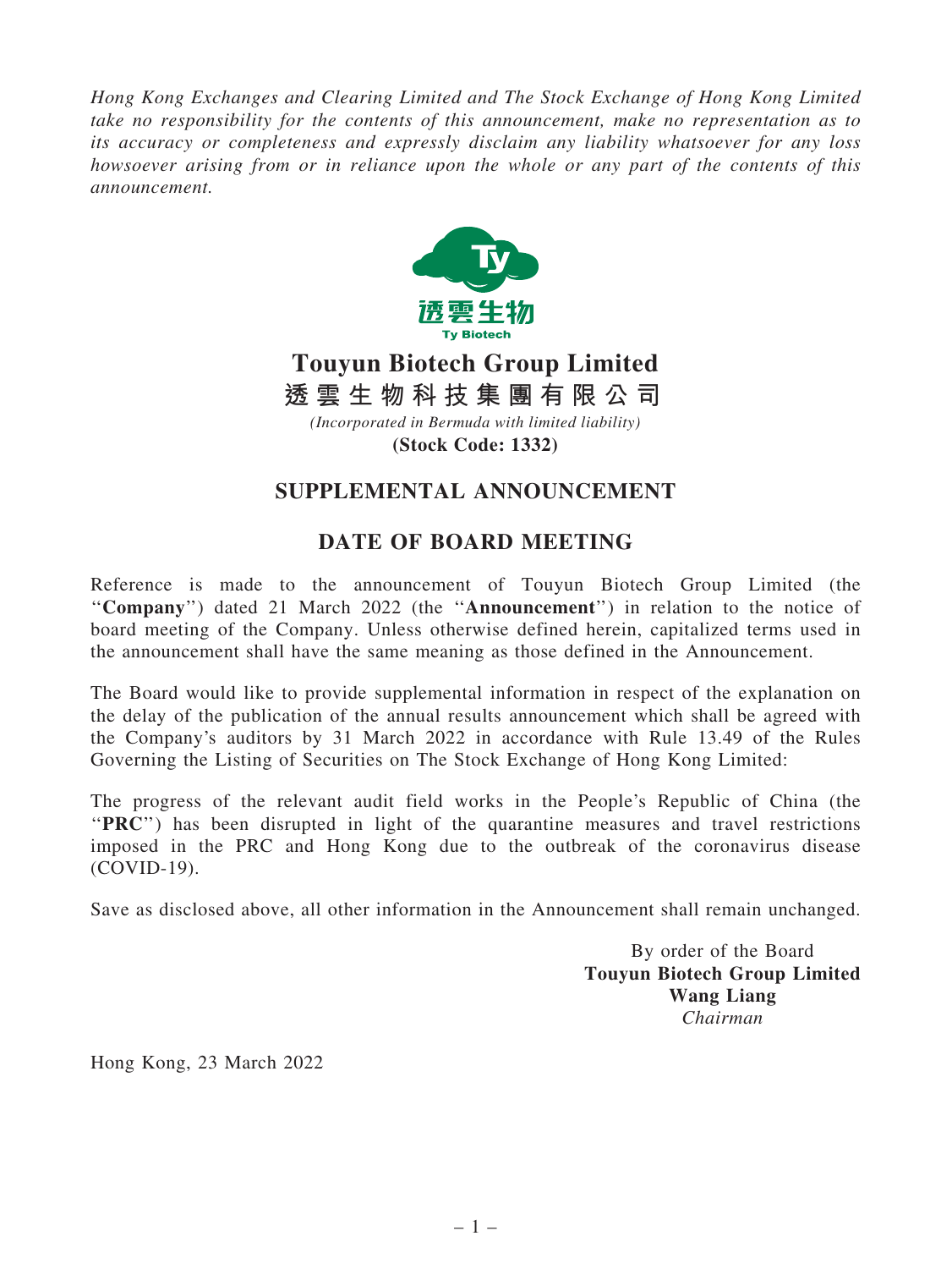*Hong Kong Exchanges and Clearing Limited and The Stock Exchange of Hong Kong Limited take no responsibility for the contents of this announcement, make no representation as to its accuracy or completeness and expressly disclaim any liability whatsoever for any loss howsoever arising from or in reliance upon the whole or any part of the contents of this announcement.*

# Touyun Biotech Group Limited
# 透雲生物科技集團有限公司

*(Incorporated in Bermuda with limited liability)*

**(Stock Code: 1332)**

## SUPPLEMENTAL ANNOUNCEMENT

## DATE OF BOARD MEETING

Reference is made to the announcement of Touyun Biotech Group Limited (the "**Company**") dated 21 March 2022 (the "**Announcement**") in relation to the notice of board meeting of the Company. Unless otherwise defined herein, capitalized terms used in the announcement shall have the same meaning as those defined in the Announcement.

The Board would like to provide supplemental information in respect of the explanation on the delay of the publication of the annual results announcement which shall be agreed with the Company's auditors by 31 March 2022 in accordance with Rule 13.49 of the Rules Governing the Listing of Securities on The Stock Exchange of Hong Kong Limited:

The progress of the relevant audit field works in the People's Republic of China (the "**PRC**") has been disrupted in light of the quarantine measures and travel restrictions imposed in the PRC and Hong Kong due to the outbreak of the coronavirus disease (COVID-19).

Save as disclosed above, all other information in the Announcement shall remain unchanged.

By order of the Board
**Touyun Biotech Group Limited**
**Wang Liang**
*Chairman*

Hong Kong, 23 March 2022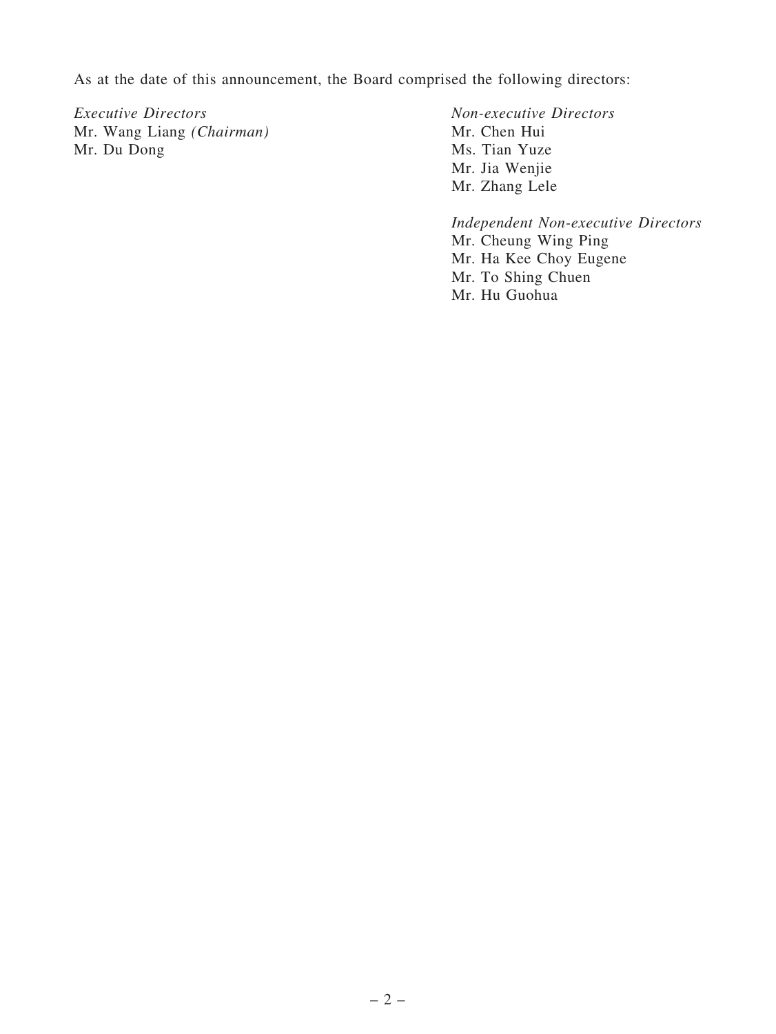As at the date of this announcement, the Board comprised the following directors:

*Executive Directors*
Mr. Wang Liang *(Chairman)*
Mr. Du Dong

*Non-executive Directors*
Mr. Chen Hui
Ms. Tian Yuze
Mr. Jia Wenjie
Mr. Zhang Lele

*Independent Non-executive Directors*
Mr. Cheung Wing Ping
Mr. Ha Kee Choy Eugene
Mr. To Shing Chuen
Mr. Hu Guohua